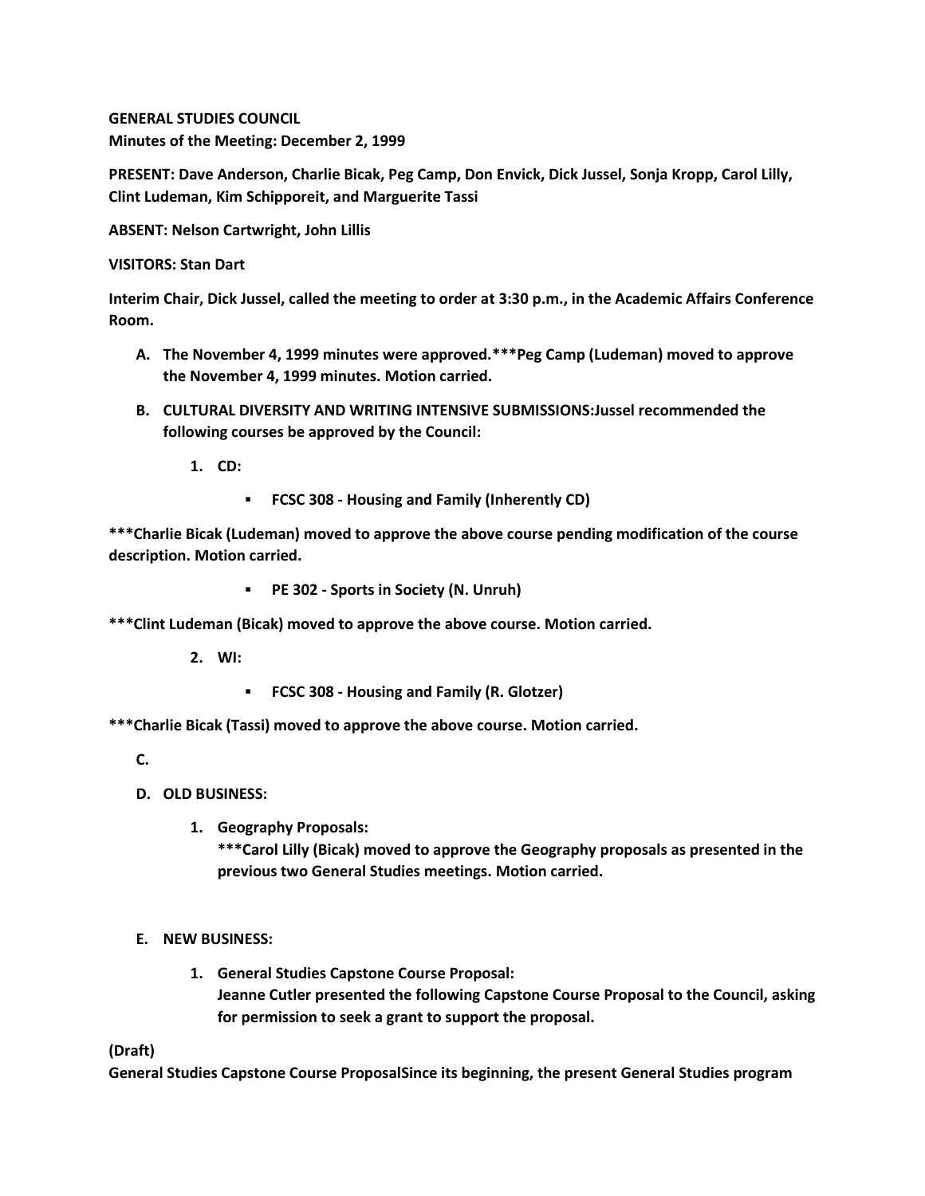**GENERAL STUDIES COUNCIL**
**Minutes of the Meeting: December 2, 1999**

**PRESENT: Dave Anderson, Charlie Bicak, Peg Camp, Don Envick, Dick Jussel, Sonja Kropp, Carol Lilly, Clint Ludeman, Kim Schipporeit, and Marguerite Tassi**

**ABSENT: Nelson Cartwright, John Lillis**

**VISITORS: Stan Dart**

**Interim Chair, Dick Jussel, called the meeting to order at 3:30 p.m., in the Academic Affairs Conference Room.**

A. **The November 4, 1999 minutes were approved.\*\*\*Peg Camp (Ludeman) moved to approve the November 4, 1999 minutes. Motion carried.**
B. **CULTURAL DIVERSITY AND WRITING INTENSIVE SUBMISSIONS:Jussel recommended the following courses be approved by the Council:**
   1. **CD:**
      - **FCSC 308 - Housing and Family (Inherently CD)**

**\*\*\*Charlie Bicak (Ludeman) moved to approve the above course pending modification of the course description. Motion carried.**

- **PE 302 - Sports in Society (N. Unruh)**

**\*\*\*Clint Ludeman (Bicak) moved to approve the above course. Motion carried.**

2. **WI:**
   - **FCSC 308 - Housing and Family (R. Glotzer)**

**\*\*\*Charlie Bicak (Tassi) moved to approve the above course. Motion carried.**

C. 
D. **OLD BUSINESS:**
   1. **Geography Proposals:**
      **\*\*\*Carol Lilly (Bicak) moved to approve the Geography proposals as presented in the previous two General Studies meetings. Motion carried.**

E. **NEW BUSINESS:**
   1. **General Studies Capstone Course Proposal:**
      **Jeanne Cutler presented the following Capstone Course Proposal to the Council, asking for permission to seek a grant to support the proposal.**

**(Draft)**
**General Studies Capstone Course ProposalSince its beginning, the present General Studies program**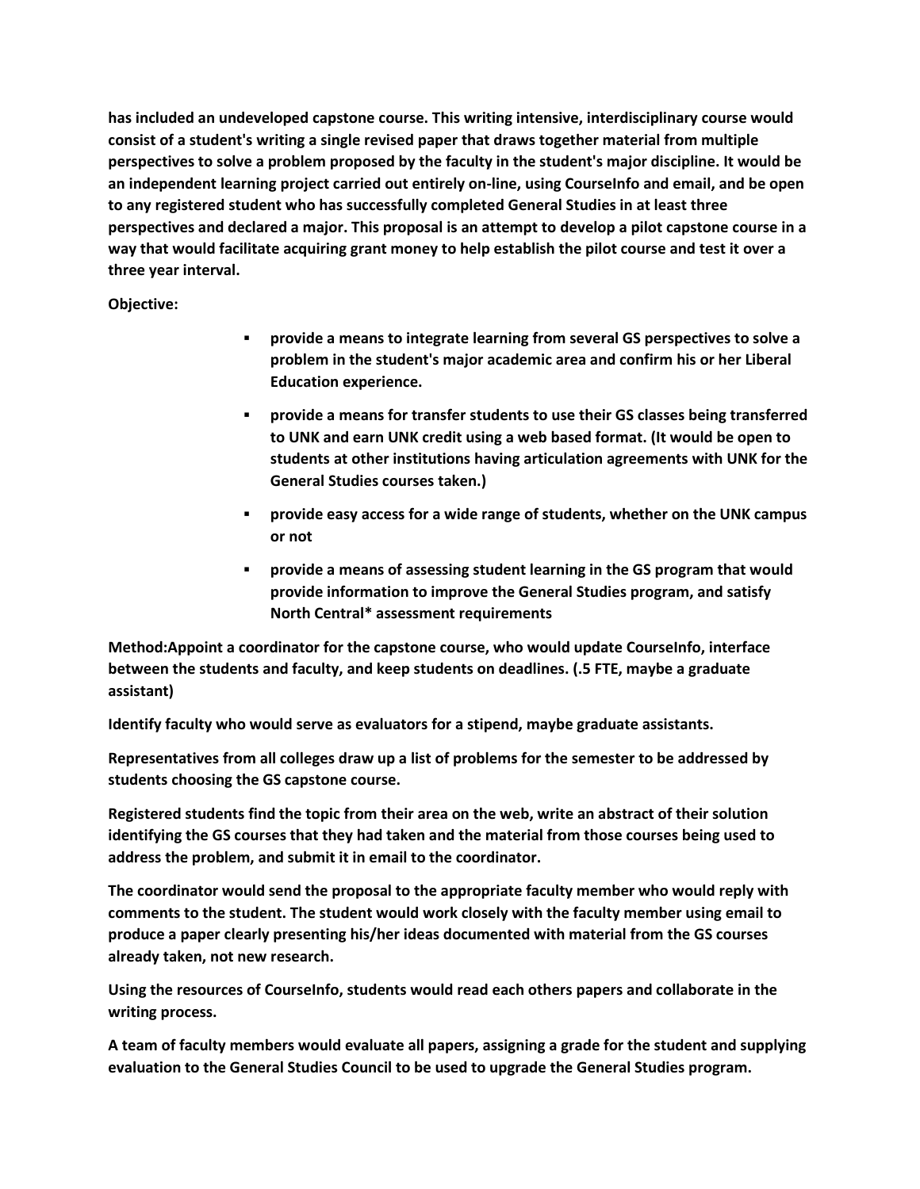**has included an undeveloped capstone course. This writing intensive, interdisciplinary course would consist of a student's writing a single revised paper that draws together material from multiple perspectives to solve a problem proposed by the faculty in the student's major discipline. It would be an independent learning project carried out entirely on-line, using CourseInfo and email, and be open to any registered student who has successfully completed General Studies in at least three perspectives and declared a major. This proposal is an attempt to develop a pilot capstone course in a way that would facilitate acquiring grant money to help establish the pilot course and test it over a three year interval.**

**Objective:**

- **provide a means to integrate learning from several GS perspectives to solve a problem in the student's major academic area and confirm his or her Liberal Education experience.**
- **provide a means for transfer students to use their GS classes being transferred to UNK and earn UNK credit using a web based format. (It would be open to students at other institutions having articulation agreements with UNK for the General Studies courses taken.)**
- **provide easy access for a wide range of students, whether on the UNK campus or not**
- **provide a means of assessing student learning in the GS program that would provide information to improve the General Studies program, and satisfy North Central* assessment requirements**

**Method:Appoint a coordinator for the capstone course, who would update CourseInfo, interface between the students and faculty, and keep students on deadlines. (.5 FTE, maybe a graduate assistant)**

**Identify faculty who would serve as evaluators for a stipend, maybe graduate assistants.**

**Representatives from all colleges draw up a list of problems for the semester to be addressed by students choosing the GS capstone course.**

**Registered students find the topic from their area on the web, write an abstract of their solution identifying the GS courses that they had taken and the material from those courses being used to address the problem, and submit it in email to the coordinator.**

**The coordinator would send the proposal to the appropriate faculty member who would reply with comments to the student. The student would work closely with the faculty member using email to produce a paper clearly presenting his/her ideas documented with material from the GS courses already taken, not new research.**

**Using the resources of CourseInfo, students would read each others papers and collaborate in the writing process.**

**A team of faculty members would evaluate all papers, assigning a grade for the student and supplying evaluation to the General Studies Council to be used to upgrade the General Studies program.**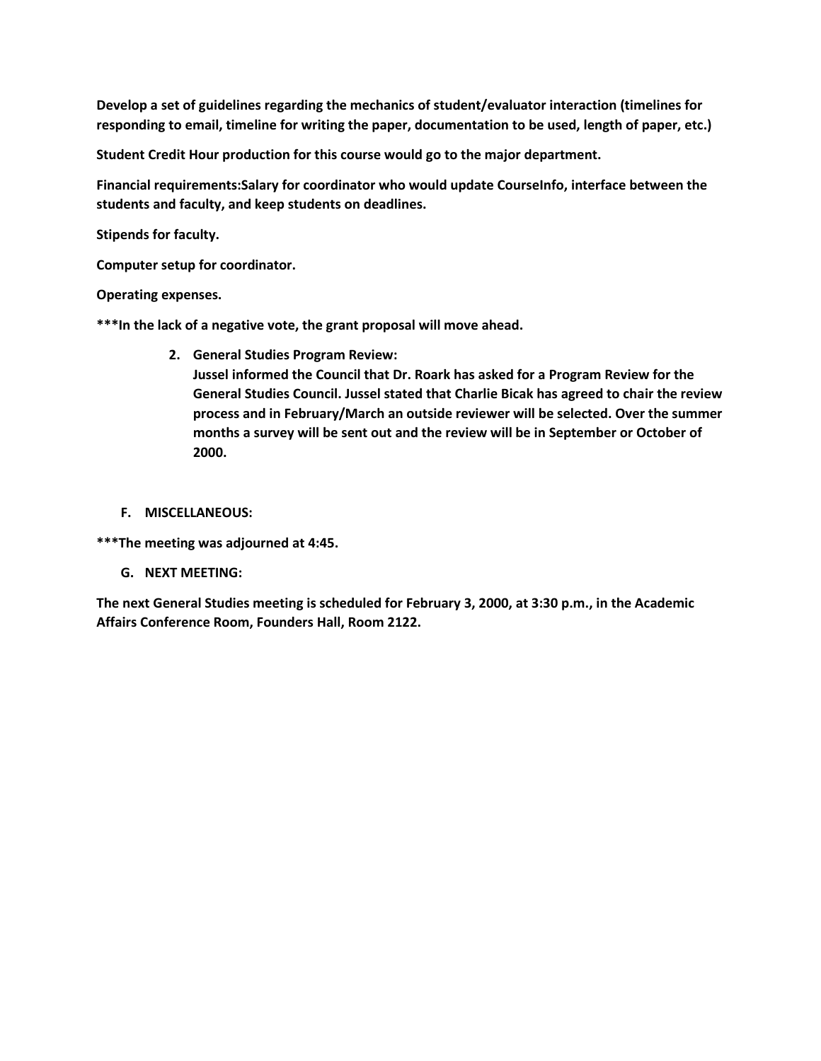**Develop a set of guidelines regarding the mechanics of student/evaluator interaction (timelines for responding to email, timeline for writing the paper, documentation to be used, length of paper, etc.)**

**Student Credit Hour production for this course would go to the major department.**

**Financial requirements:Salary for coordinator who would update CourseInfo, interface between the students and faculty, and keep students on deadlines.**

**Stipends for faculty.**

**Computer setup for coordinator.**

**Operating expenses.**

**\*\*\*In the lack of a negative vote, the grant proposal will move ahead.**

2. **General Studies Program Review:**
   **Jussel informed the Council that Dr. Roark has asked for a Program Review for the General Studies Council. Jussel stated that Charlie Bicak has agreed to chair the review process and in February/March an outside reviewer will be selected. Over the summer months a survey will be sent out and the review will be in September or October of 2000.**

**F. MISCELLANEOUS:**

**\*\*\*The meeting was adjourned at 4:45.**

**G. NEXT MEETING:**

**The next General Studies meeting is scheduled for February 3, 2000, at 3:30 p.m., in the Academic Affairs Conference Room, Founders Hall, Room 2122.**